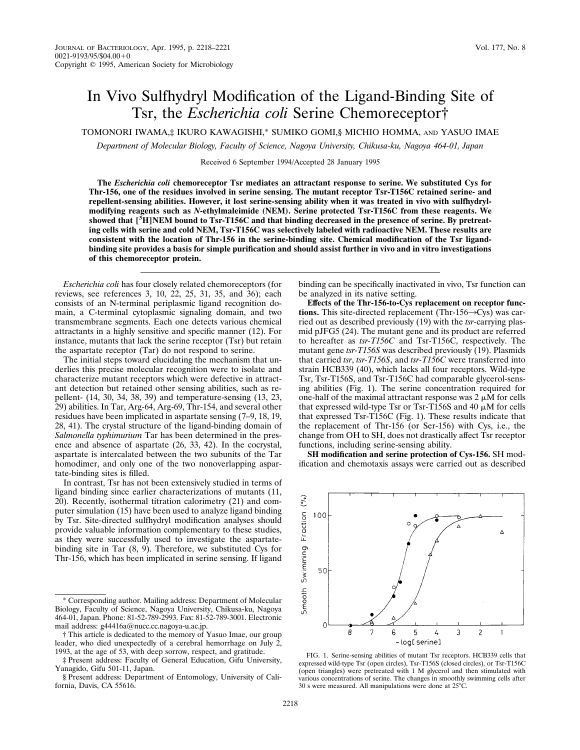# In Vivo Sulfhydryl Modification of the Ligand-Binding Site of Tsr, the *Escherichia coli* Serine Chemoreceptor†

TOMONORI IWAMA,‡ IKURO KAWAGISHI,* SUMIKO GOMI,§ MICHIO HOMMA, AND YASUO IMAE

*Department of Molecular Biology, Faculty of Science, Nagoya University, Chikusa-ku, Nagoya 464-01, Japan*

Received 6 September 1994/Accepted 28 January 1995

**The *Escherichia coli* chemoreceptor Tsr mediates an attractant response to serine. We substituted Cys for Thr-156, one of the residues involved in serine sensing. The mutant receptor Tsr-T156C retained serine- and repellent-sensing abilities. However, it lost serine-sensing ability when it was treated in vivo with sulfhydryl-modifying reagents such as *N*-ethylmaleimide (NEM). Serine protected Tsr-T156C from these reagents. We showed that [$^3$H]NEM bound to Tsr-T156C and that binding decreased in the presence of serine. By pretreating cells with serine and cold NEM, Tsr-T156C was selectively labeled with radioactive NEM. These results are consistent with the location of Thr-156 in the serine-binding site. Chemical modification of the Tsr ligand-binding site provides a basis for simple purification and should assist further in vivo and in vitro investigations of this chemoreceptor protein.**

*Escherichia coli* has four closely related chemoreceptors (for reviews, see references 3, 10, 22, 25, 31, 35, and 36); each consists of an N-terminal periplasmic ligand recognition domain, a C-terminal cytoplasmic signaling domain, and two transmembrane segments. Each one detects various chemical attractants in a highly sensitive and specific manner (12). For instance, mutants that lack the serine receptor (Tsr) but retain the aspartate receptor (Tar) do not respond to serine.

The initial steps toward elucidating the mechanism that underlies this precise molecular recognition were to isolate and characterize mutant receptors which were defective in attractant detection but retained other sensing abilities, such as repellent- (14, 30, 34, 38, 39) and temperature-sensing (13, 23, 29) abilities. In Tar, Arg-64, Arg-69, Thr-154, and several other residues have been implicated in aspartate sensing (7–9, 18, 19, 28, 41). The crystal structure of the ligand-binding domain of *Salmonella typhimurium* Tar has been determined in the presence and absence of aspartate (26, 33, 42). In the cocrystal, aspartate is intercalated between the two subunits of the Tar homodimer, and only one of the two nonoverlapping aspartate-binding sites is filled.

In contrast, Tsr has not been extensively studied in terms of ligand binding since earlier characterizations of mutants (11, 20). Recently, isothermal titration calorimetry (21) and computer simulation (15) have been used to analyze ligand binding by Tsr. Site-directed sulfhydryl modification analyses should provide valuable information complementary to these studies, as they were successfully used to investigate the aspartate-binding site in Tar (8, 9). Therefore, we substituted Cys for Thr-156, which has been implicated in serine sensing. If ligand binding can be specifically inactivated in vivo, Tsr function can be analyzed in its native setting.

**Effects of the Thr-156-to-Cys replacement on receptor functions.** This site-directed replacement (Thr-156→Cys) was carried out as described previously (19) with the *tsr*-carrying plasmid pJFG5 (24). The mutant gene and its product are referred to hereafter as *tsr-T156C* and Tsr-T156C, respectively. The mutant gene *tsr-T156S* was described previously (19). Plasmids that carried *tsr*, *tsr-T156S*, and *tsr-T156C* were transferred into strain HCB339 (40), which lacks all four receptors. Wild-type Tsr, Tsr-T156S, and Tsr-T156C had comparable glycerol-sensing abilities (Fig. 1). The serine concentration required for one-half of the maximal attractant response was 2 μM for cells that expressed wild-type Tsr or Tsr-T156S and 40 μM for cells that expressed Tsr-T156C (Fig. 1). These results indicate that the replacement of Thr-156 (or Ser-156) with Cys, i.e., the change from OH to SH, does not drastically affect Tsr receptor functions, including serine-sensing ability.

**SH modification and serine protection of Cys-156.** SH modification and chemotaxis assays were carried out as described

FIG. 1. Serine-sensing abilities of mutant Tsr receptors. HCB339 cells that expressed wild-type Tsr (open circles), Tsr-T156S (closed circles), or Tsr-T156C (open triangles) were pretreated with 1 M glycerol and then stimulated with various concentrations of serine. The changes in smoothly swimming cells after 30 s were measured. All manipulations were done at 25°C.

---

* Corresponding author. Mailing address: Department of Molecular Biology, Faculty of Science, Nagoya University, Chikusa-ku, Nagoya 464-01, Japan. Phone: 81-52-789-2993. Fax: 81-52-789-3001. Electronic mail address: g44416a@nucc.cc.nagoya-u.ac.jp.

† This article is dedicated to the memory of Yasuo Imae, our group leader, who died unexpectedly of a cerebral hemorrhage on July 2, 1993, at the age of 53, with deep sorrow, respect, and gratitude.

‡ Present address: Faculty of General Education, Gifu University, Yanagido, Gifu 501-11, Japan.

§ Present address: Department of Entomology, University of California, Davis, CA 55616.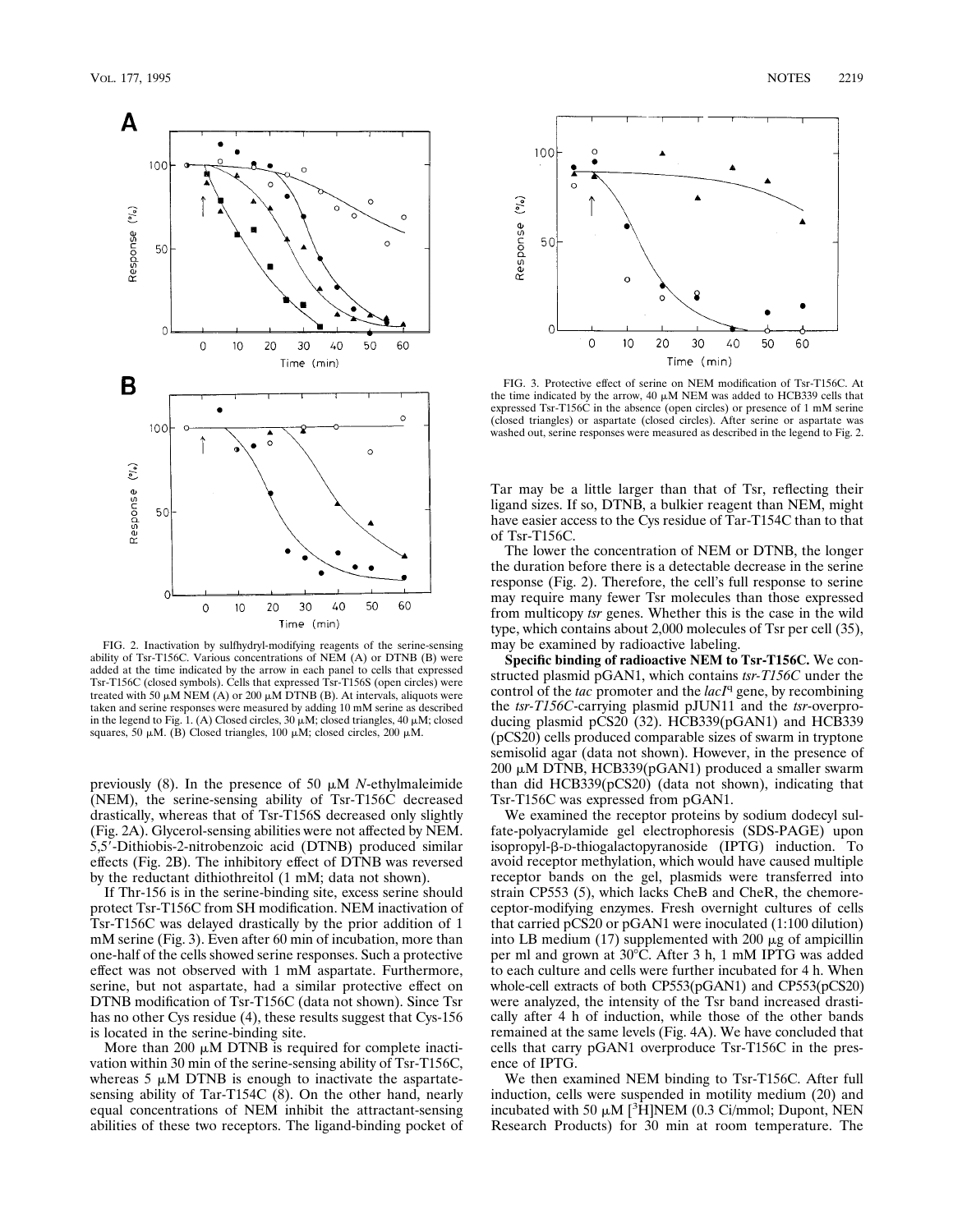FIG. 2. Inactivation by sulfhydryl-modifying reagents of the serine-sensing ability of Tsr-T156C. Various concentrations of NEM (A) or DTNB (B) were added at the time indicated by the arrow in each panel to cells that expressed Tsr-T156C (closed symbols). Cells that expressed Tsr-T156S (open circles) were treated with 50 μM NEM (A) or 200 μM DTNB (B). At intervals, aliquots were taken and serine responses were measured by adding 10 mM serine as described in the legend to Fig. 1. (A) Closed circles, 30 μM; closed triangles, 40 μM; closed squares, 50 μM. (B) Closed triangles, 100 μM; closed circles, 200 μM.

previously (8). In the presence of 50 μM *N*-ethylmaleimide (NEM), the serine-sensing ability of Tsr-T156C decreased drastically, whereas that of Tsr-T156S decreased only slightly (Fig. 2A). Glycerol-sensing abilities were not affected by NEM. 5,5′-Dithiobis-2-nitrobenzoic acid (DTNB) produced similar effects (Fig. 2B). The inhibitory effect of DTNB was reversed by the reductant dithiothreitol (1 mM; data not shown).

If Thr-156 is in the serine-binding site, excess serine should protect Tsr-T156C from SH modification. NEM inactivation of Tsr-T156C was delayed drastically by the prior addition of 1 mM serine (Fig. 3). Even after 60 min of incubation, more than one-half of the cells showed serine responses. Such a protective effect was not observed with 1 mM aspartate. Furthermore, serine, but not aspartate, had a similar protective effect on DTNB modification of Tsr-T156C (data not shown). Since Tsr has no other Cys residue (4), these results suggest that Cys-156 is located in the serine-binding site.

More than 200 μM DTNB is required for complete inactivation within 30 min of the serine-sensing ability of Tsr-T156C, whereas 5 μM DTNB is enough to inactivate the aspartate-sensing ability of Tar-T154C (8). On the other hand, nearly equal concentrations of NEM inhibit the attractant-sensing abilities of these two receptors. The ligand-binding pocket of Tar may be a little larger than that of Tsr, reflecting their ligand sizes. If so, DTNB, a bulkier reagent than NEM, might have easier access to the Cys residue of Tar-T154C than to that of Tsr-T156C.

FIG. 3. Protective effect of serine on NEM modification of Tsr-T156C. At the time indicated by the arrow, 40 μM NEM was added to HCB339 cells that expressed Tsr-T156C in the absence (open circles) or presence of 1 mM serine (closed triangles) or aspartate (closed circles). After serine or aspartate was washed out, serine responses were measured as described in the legend to Fig. 2.

The lower the concentration of NEM or DTNB, the longer the duration before there is a detectable decrease in the serine response (Fig. 2). Therefore, the cell's full response to serine may require many fewer Tsr molecules than those expressed from multicopy *tsr* genes. Whether this is the case in the wild type, which contains about 2,000 molecules of Tsr per cell (35), may be examined by radioactive labeling.

**Specific binding of radioactive NEM to Tsr-T156C.** We constructed plasmid pGAN1, which contains *tsr-T156C* under the control of the *tac* promoter and the *lacI*$^q$ gene, by recombining the *tsr-T156C*-carrying plasmid pJUN11 and the *tsr*-overproducing plasmid pCS20 (32). HCB339(pGAN1) and HCB339 (pCS20) cells produced comparable sizes of swarm in tryptone semisolid agar (data not shown). However, in the presence of 200 μM DTNB, HCB339(pGAN1) produced a smaller swarm than did HCB339(pCS20) (data not shown), indicating that Tsr-T156C was expressed from pGAN1.

We examined the receptor proteins by sodium dodecyl sulfate-polyacrylamide gel electrophoresis (SDS-PAGE) upon isopropyl-β-D-thiogalactopyranoside (IPTG) induction. To avoid receptor methylation, which would have caused multiple receptor bands on the gel, plasmids were transferred into strain CP553 (5), which lacks CheB and CheR, the chemoreceptor-modifying enzymes. Fresh overnight cultures of cells that carried pCS20 or pGAN1 were inoculated (1:100 dilution) into LB medium (17) supplemented with 200 μg of ampicillin per ml and grown at 30°C. After 3 h, 1 mM IPTG was added to each culture and cells were further incubated for 4 h. When whole-cell extracts of both CP553(pGAN1) and CP553(pCS20) were analyzed, the intensity of the Tsr band increased drastically after 4 h of induction, while those of the other bands remained at the same levels (Fig. 4A). We have concluded that cells that carry pGAN1 overproduce Tsr-T156C in the presence of IPTG.

We then examined NEM binding to Tsr-T156C. After full induction, cells were suspended in motility medium (20) and incubated with 50 μM [$^3$H]NEM (0.3 Ci/mmol; Dupont, NEN Research Products) for 30 min at room temperature. The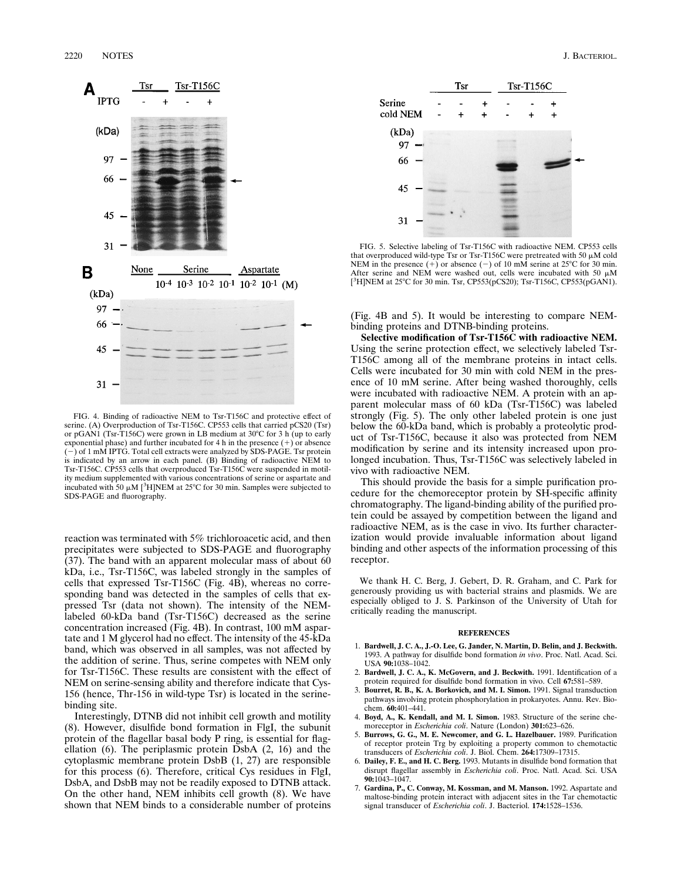FIG. 4. Binding of radioactive NEM to Tsr-T156C and protective effect of serine. (A) Overproduction of Tsr-T156C. CP553 cells that carried pCS20 (Tsr) or pGAN1 (Tsr-T156C) were grown in LB medium at 30°C for 3 h (up to early exponential phase) and further incubated for 4 h in the presence (+) or absence (−) of 1 mM IPTG. Total cell extracts were analyzed by SDS-PAGE. Tsr protein is indicated by an arrow in each panel. (B) Binding of radioactive NEM to Tsr-T156C. CP553 cells that overproduced Tsr-T156C were suspended in motility medium supplemented with various concentrations of serine or aspartate and incubated with 50 μM [$^{3}$H]NEM at 25°C for 30 min. Samples were subjected to SDS-PAGE and fluorography.

FIG. 5. Selective labeling of Tsr-T156C with radioactive NEM. CP553 cells that overproduced wild-type Tsr or Tsr-T156C were pretreated with 50 μM cold NEM in the presence (+) or absence (−) of 10 mM serine at 25°C for 30 min. After serine and NEM were washed out, cells were incubated with 50 μM [$^{3}$H]NEM at 25°C for 30 min. Tsr, CP553(pCS20); Tsr-T156C, CP553(pGAN1).

reaction was terminated with 5% trichloroacetic acid, and then precipitates were subjected to SDS-PAGE and fluorography (37). The band with an apparent molecular mass of about 60 kDa, i.e., Tsr-T156C, was labeled strongly in the samples of cells that expressed Tsr-T156C (Fig. 4B), whereas no corresponding band was detected in the samples of cells that expressed Tsr (data not shown). The intensity of the NEM-labeled 60-kDa band (Tsr-T156C) decreased as the serine concentration increased (Fig. 4B). In contrast, 100 mM aspartate and 1 M glycerol had no effect. The intensity of the 45-kDa band, which was observed in all samples, was not affected by the addition of serine. Thus, serine competes with NEM only for Tsr-T156C. These results are consistent with the effect of NEM on serine-sensing ability and therefore indicate that Cys-156 (hence, Thr-156 in wild-type Tsr) is located in the serine-binding site.

Interestingly, DTNB did not inhibit cell growth and motility (8). However, disulfide bond formation in FlgI, the subunit protein of the flagellar basal body P ring, is essential for flagellation (6). The periplasmic protein DsbA (2, 16) and the cytoplasmic membrane protein DsbB (1, 27) are responsible for this process (6). Therefore, critical Cys residues in FlgI, DsbA, and DsbB may not be readily exposed to DTNB attack. On the other hand, NEM inhibits cell growth (8). We have shown that NEM binds to a considerable number of proteins (Fig. 4B and 5). It would be interesting to compare NEM-binding proteins and DTNB-binding proteins.

**Selective modification of Tsr-T156C with radioactive NEM.** Using the serine protection effect, we selectively labeled Tsr-T156C among all of the membrane proteins in intact cells. Cells were incubated for 30 min with cold NEM in the presence of 10 mM serine. After being washed thoroughly, cells were incubated with radioactive NEM. A protein with an apparent molecular mass of 60 kDa (Tsr-T156C) was labeled strongly (Fig. 5). The only other labeled protein is one just below the 60-kDa band, which is probably a proteolytic product of Tsr-T156C, because it also was protected from NEM modification by serine and its intensity increased upon prolonged incubation. Thus, Tsr-T156C was selectively labeled in vivo with radioactive NEM.

This should provide the basis for a simple purification procedure for the chemoreceptor protein by SH-specific affinity chromatography. The ligand-binding ability of the purified protein could be assayed by competition between the ligand and radioactive NEM, as is the case in vivo. Its further characterization would provide invaluable information about ligand binding and other aspects of the information processing of this receptor.

We thank H. C. Berg, J. Gebert, D. R. Graham, and C. Park for generously providing us with bacterial strains and plasmids. We are especially obliged to J. S. Parkinson of the University of Utah for critically reading the manuscript.

## REFERENCES

1. **Bardwell, J. C. A., J.-O. Lee, G. Jander, N. Martin, D. Belin, and J. Beckwith.** 1993. A pathway for disulfide bond formation *in vivo*. Proc. Natl. Acad. Sci. USA **90:**1038–1042.
2. **Bardwell, J. C. A., K. McGovern, and J. Beckwith.** 1991. Identification of a protein required for disulfide bond formation in vivo. Cell **67:**581–589.
3. **Bourret, R. B., K. A. Borkovich, and M. I. Simon.** 1991. Signal transduction pathways involving protein phosphorylation in prokaryotes. Annu. Rev. Biochem. **60:**401–441.
4. **Boyd, A., K. Kendall, and M. I. Simon.** 1983. Structure of the serine chemoreceptor in *Escherichia coli*. Nature (London) **301:**623–626.
5. **Burrows, G. G., M. E. Newcomer, and G. L. Hazelbauer.** 1989. Purification of receptor protein Trg by exploiting a property common to chemotactic transducers of *Escherichia coli*. J. Biol. Chem. **264:**17309–17315.
6. **Dailey, F. E., and H. C. Berg.** 1993. Mutants in disulfide bond formation that disrupt flagellar assembly in *Escherichia coli*. Proc. Natl. Acad. Sci. USA **90:**1043–1047.
7. **Gardina, P., C. Conway, M. Kossman, and M. Manson.** 1992. Aspartate and maltose-binding protein interact with adjacent sites in the Tar chemotactic signal transducer of *Escherichia coli*. J. Bacteriol. **174:**1528–1536.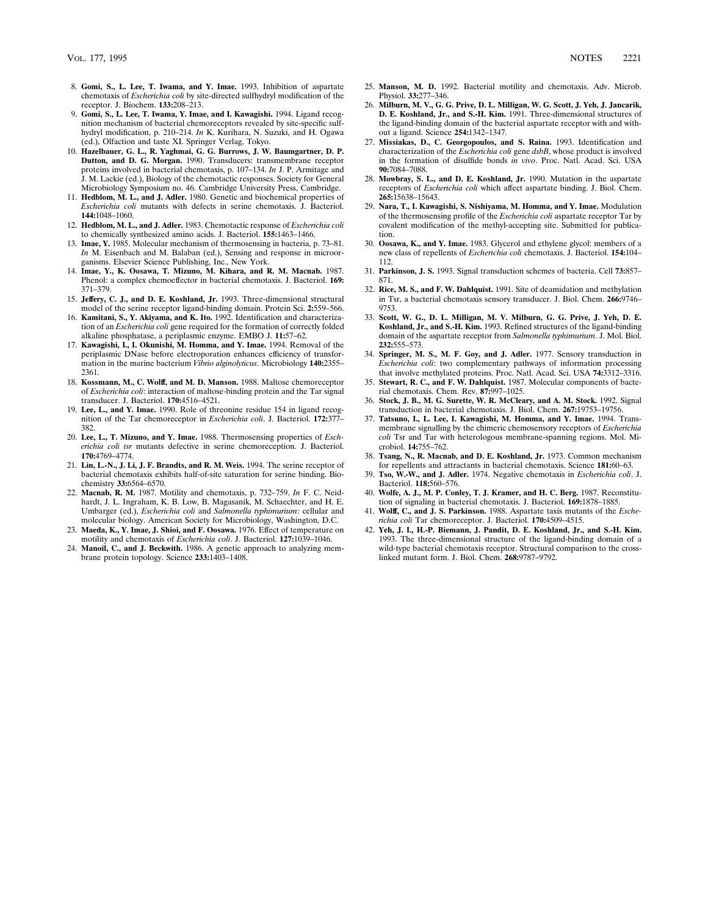8. **Gomi, S., L. Lee, T. Iwama, and Y. Imae.** 1993. Inhibition of aspartate chemotaxis of *Escherichia coli* by site-directed sulfhydryl modification of the receptor. J. Biochem. **133:**208–213.
9. **Gomi, S., L. Lee, T. Iwama, Y. Imae, and I. Kawagishi.** 1994. Ligand recognition mechanism of bacterial chemoreceptors revealed by site-specific sulfhydryl modification, p. 210–214. *In* K. Kurihara, N. Suzuki, and H. Ogawa (ed.), Olfaction and taste XI. Springer Verlag, Tokyo.
10. **Hazelbauer, G. L., R. Yaghmai, G. G. Burrows, J. W. Baumgartner, D. P. Dutton, and D. G. Morgan.** 1990. Transducers: transmembrane receptor proteins involved in bacterial chemotaxis, p. 107–134. *In* J. P. Armitage and J. M. Lackie (ed.), Biology of the chemotactic responses. Society for General Microbiology Symposium no. 46. Cambridge University Press, Cambridge.
11. **Hedblom, M. L., and J. Adler.** 1980. Genetic and biochemical properties of *Escherichia coli* mutants with defects in serine chemotaxis. J. Bacteriol. **144:**1048–1060.
12. **Hedblom, M. L., and J. Adler.** 1983. Chemotactic response of *Escherichia coli* to chemically synthesized amino acids. J. Bacteriol. **155:**1463–1466.
13. **Imae, Y.** 1985. Molecular mechanism of thermosensing in bacteria, p. 73–81. *In* M. Eisenbach and M. Balaban (ed.), Sensing and response in microorganisms. Elsevier Science Publishing, Inc., New York.
14. **Imae, Y., K. Oosawa, T. Mizuno, M. Kihara, and R. M. Macnab.** 1987. Phenol: a complex chemoeffector in bacterial chemotaxis. J. Bacteriol. **169:**371–379.
15. **Jeffery, C. J., and D. E. Koshland, Jr.** 1993. Three-dimensional structural model of the serine receptor ligand-binding domain. Protein Sci. **2:**559–566.
16. **Kamitani, S., Y. Akiyama, and K. Ito.** 1992. Identification and characterization of an *Escherichia coli* gene required for the formation of correctly folded alkaline phosphatase, a periplasmic enzyme. EMBO J. **11:**57–62.
17. **Kawagishi, I., I. Okunishi, M. Homma, and Y. Imae.** 1994. Removal of the periplasmic DNase before electroporation enhances efficiency of transformation in the marine bacterium *Vibrio alginolyticus*. Microbiology **140:**2355–2361.
18. **Kossmann, M., C. Wolff, and M. D. Manson.** 1988. Maltose chemoreceptor of *Escherichia coli*: interaction of maltose-binding protein and the Tar signal transducer. J. Bacteriol. **170:**4516–4521.
19. **Lee, L., and Y. Imae.** 1990. Role of threonine residue 154 in ligand recognition of the Tar chemoreceptor in *Escherichia coli*. J. Bacteriol. **172:**377–382.
20. **Lee, L., T. Mizuno, and Y. Imae.** 1988. Thermosensing properties of *Escherichia coli tsr* mutants defective in serine chemoreception. J. Bacteriol. **170:**4769–4774.
21. **Lin, L.-N., J. Li, J. F. Brandts, and R. M. Weis.** 1994. The serine receptor of bacterial chemotaxis exhibits half-of-site saturation for serine binding. Biochemistry **33:**6564–6570.
22. **Macnab, R. M.** 1987. Motility and chemotaxis, p. 732–759. *In* F. C. Neidhardt, J. L. Ingraham, K. B. Low, B. Magasanik, M. Schaechter, and H. E. Umbarger (ed.), *Escherichia coli* and *Salmonella typhimurium*: cellular and molecular biology. American Society for Microbiology, Washington, D.C.
23. **Maeda, K., Y. Imae, J. Shioi, and F. Oosawa.** 1976. Effect of temperature on motility and chemotaxis of *Escherichia coli*. J. Bacteriol. **127:**1039–1046.
24. **Manoil, C., and J. Beckwith.** 1986. A genetic approach to analyzing membrane protein topology. Science **233:**1403–1408.
25. **Manson, M. D.** 1992. Bacterial motility and chemotaxis. Adv. Microb. Physiol. **33:**277–346.
26. **Milburn, M. V., G. G. Prive, D. L. Milligan, W. G. Scott, J. Yeh, J. Jancarik, D. E. Koshland, Jr., and S.-H. Kim.** 1991. Three-dimensional structures of the ligand-binding domain of the bacterial aspartate receptor with and without a ligand. Science **254:**1342–1347.
27. **Missiakas, D., C. Georgopoulos, and S. Raina.** 1993. Identification and characterization of the *Escherichia coli* gene *dsbB*, whose product is involved in the formation of disulfide bonds *in vivo*. Proc. Natl. Acad. Sci. USA **90:**7084–7088.
28. **Mowbray, S. L., and D. E. Koshland, Jr.** 1990. Mutation in the aspartate receptors of *Escherichia coli* which affect aspartate binding. J. Biol. Chem. **265:**15638–15643.
29. **Nara, T., I. Kawagishi, S. Nishiyama, M. Homma, and Y. Imae.** Modulation of the thermosensing profile of the *Escherichia coli* aspartate receptor Tar by covalent modification of the methyl-accepting site. Submitted for publication.
30. **Oosawa, K., and Y. Imae.** 1983. Glycerol and ethylene glycol: members of a new class of repellents of *Escherichia coli* chemotaxis. J. Bacteriol. **154:**104–112.
31. **Parkinson, J. S.** 1993. Signal transduction schemes of bacteria. Cell **73:**857–871.
32. **Rice, M. S., and F. W. Dahlquist.** 1991. Site of deamidation and methylation in Tsr, a bacterial chemotaxis sensory transducer. J. Biol. Chem. **266:**9746–9753.
33. **Scott, W. G., D. L. Milligan, M. V. Milburn, G. G. Prive, J. Yeh, D. E. Koshland, Jr., and S.-H. Kim.** 1993. Refined structures of the ligand-binding domain of the aspartate receptor from *Salmonella typhimurium*. J. Mol. Biol. **232:**555–573.
34. **Springer, M. S., M. F. Goy, and J. Adler.** 1977. Sensory transduction in *Escherichia coli*: two complementary pathways of information processing that involve methylated proteins. Proc. Natl. Acad. Sci. USA **74:**3312–3316.
35. **Stewart, R. C., and F. W. Dahlquist.** 1987. Molecular components of bacterial chemotaxis. Chem. Rev. **87:**997–1025.
36. **Stock, J. B., M. G. Surette, W. R. McCleary, and A. M. Stock.** 1992. Signal transduction in bacterial chemotaxis. J. Biol. Chem. **267:**19753–19756.
37. **Tatsuno, I., L. Lee, I. Kawagishi, M. Homma, and Y. Imae.** 1994. Transmembrane signalling by the chimeric chemosensory receptors of *Escherichia coli* Tsr and Tar with heterologous membrane-spanning regions. Mol. Microbiol. **14:**755–762.
38. **Tsang, N., R. Macnab, and D. E. Koshland, Jr.** 1973. Common mechanism for repellents and attractants in bacterial chemotaxis. Science **181:**60–63.
39. **Tso, W.-W., and J. Adler.** 1974. Negative chemotaxis in *Escherichia coli*. J. Bacteriol. **118:**560–576.
40. **Wolfe, A. J., M. P. Conley, T. J. Kramer, and H. C. Berg.** 1987. Reconstitution of signaling in bacterial chemotaxis. J. Bacteriol. **169:**1878–1885.
41. **Wolff, C., and J. S. Parkinson.** 1988. Aspartate taxis mutants of the *Escherichia coli* Tar chemoreceptor. J. Bacteriol. **170:**4509–4515.
42. **Yeh, J. I., H.-P. Biemann, J. Pandit, D. E. Koshland, Jr., and S.-H. Kim.** 1993. The three-dimensional structure of the ligand-binding domain of a wild-type bacterial chemotaxis receptor. Structural comparison to the cross-linked mutant form. J. Biol. Chem. **268:**9787–9792.